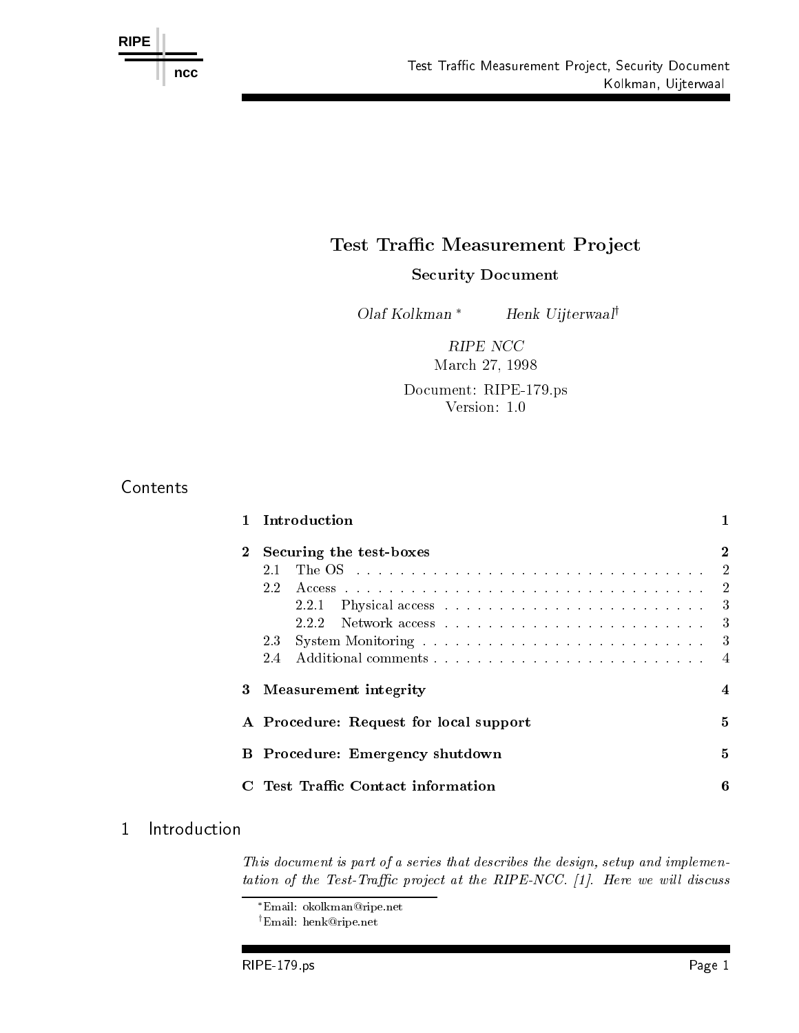# Test Traffic Measurement Project

## Security Document

*Olaf Kolkman* [*] *Henk Uijterwaal* [†]

*RIPE NCC*
March 27, 1998

Document: RIPE-179.ps
Version: 1.0

## Contents

| | | |
|---|---|---|
| **1** | **Introduction** | **1** |
| **2** | **Securing the test-boxes** | **2** |
| | 2.1 The OS | 2 |
| | 2.2 Access | 2 |
| | 2.2.1 Physical access | 3 |
| | 2.2.2 Network access | 3 |
| | 2.3 System Monitoring | 3 |
| | 2.4 Additional comments | 4 |
| **3** | **Measurement integrity** | **4** |
| **A** | **Procedure: Request for local support** | **5** |
| **B** | **Procedure: Emergency shutdown** | **5** |
| **C** | **Test Traffic Contact information** | **6** |

## 1 Introduction

*This document is part of a series that describes the design, setup and implementation of the Test-Traffic project at the RIPE-NCC. [1]. Here we will discuss*

[*] Email: okolkman@ripe.net

[†] Email: henk@ripe.net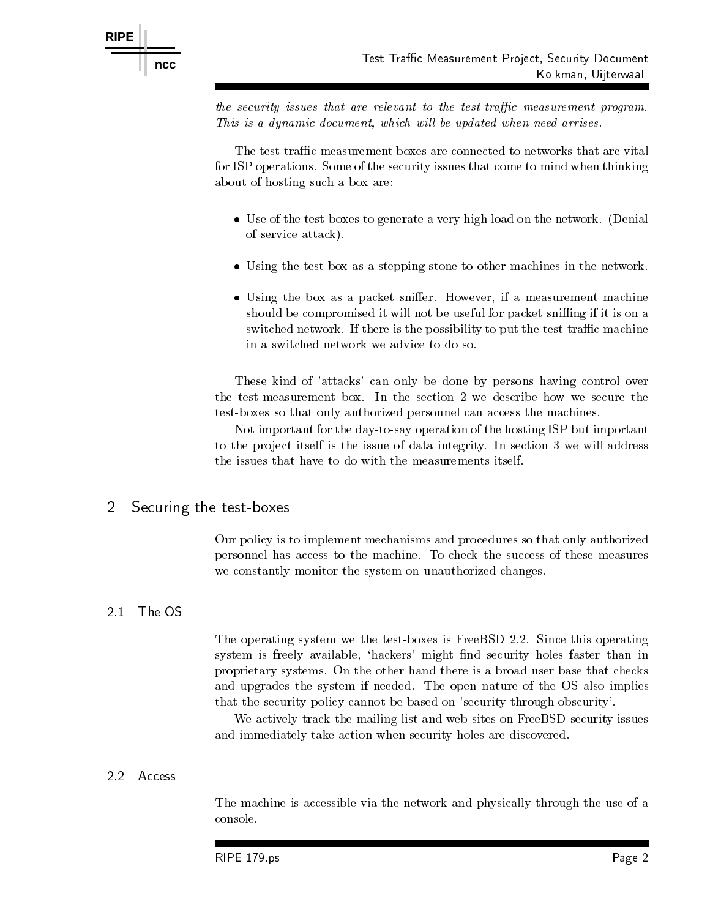*the security issues that are relevant to the test-traffic measurement program. This is a dynamic document, which will be updated when need arrises.*

The test-traffic measurement boxes are connected to networks that are vital for ISP operations. Some of the security issues that come to mind when thinking about of hosting such a box are:

- Use of the test-boxes to generate a very high load on the network. (Denial of service attack).
- Using the test-box as a stepping stone to other machines in the network.
- Using the box as a packet sniffer. However, if a measurement machine should be compromised it will not be useful for packet sniffing if it is on a switched network. If there is the possibility to put the test-traffic machine in a switched network we advice to do so.

These kind of 'attacks' can only be done by persons having control over the test-measurement box. In the section 2 we describe how we secure the test-boxes so that only authorized personnel can access the machines.

Not important for the day-to-say operation of the hosting ISP but important to the project itself is the issue of data integrity. In section 3 we will address the issues that have to do with the measurements itself.

## 2 Securing the test-boxes

Our policy is to implement mechanisms and procedures so that only authorized personnel has access to the machine. To check the success of these measures we constantly monitor the system on unauthorized changes.

### 2.1 The OS

The operating system we the test-boxes is FreeBSD 2.2. Since this operating system is freely available, 'hackers' might find security holes faster than in proprietary systems. On the other hand there is a broad user base that checks and upgrades the system if needed. The open nature of the OS also implies that the security policy cannot be based on 'security through obscurity'.

We actively track the mailing list and web sites on FreeBSD security issues and immediately take action when security holes are discovered.

### 2.2 Access

The machine is accessible via the network and physically through the use of a console.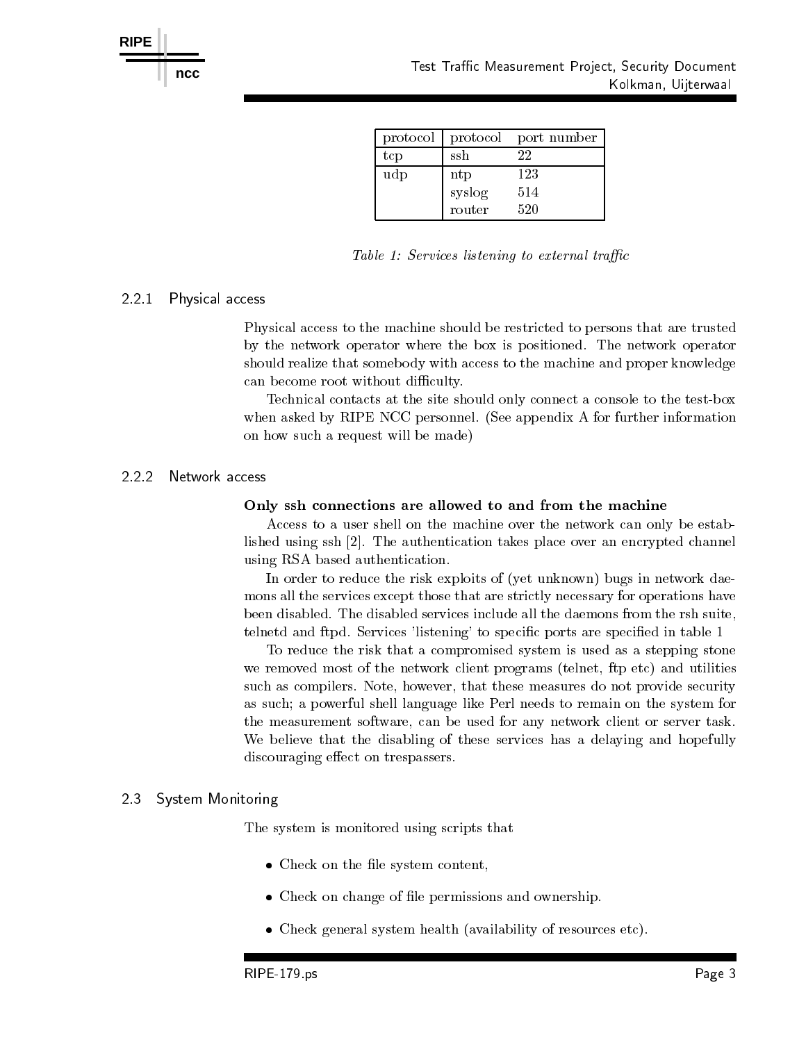| protocol | protocol | port number |
|---|---|---|
| tcp | ssh | 22 |
| udp | ntp | 123 |
| | syslog | 514 |
| | router | 520 |

*Table 1: Services listening to external traffic*

#### 2.2.1 Physical access

Physical access to the machine should be restricted to persons that are trusted by the network operator where the box is positioned. The network operator should realize that somebody with access to the machine and proper knowledge can become root without difficulty.

Technical contacts at the site should only connect a console to the test-box when asked by RIPE NCC personnel. (See appendix A for further information on how such a request will be made)

#### 2.2.2 Network access

**Only ssh connections are allowed to and from the machine**

Access to a user shell on the machine over the network can only be established using ssh [2]. The authentication takes place over an encrypted channel using RSA based authentication.

In order to reduce the risk exploits of (yet unknown) bugs in network daemons all the services except those that are strictly necessary for operations have been disabled. The disabled services include all the daemons from the rsh suite, telnetd and ftpd. Services 'listening' to specific ports are specified in table 1

To reduce the risk that a compromised system is used as a stepping stone we removed most of the network client programs (telnet, ftp etc) and utilities such as compilers. Note, however, that these measures do not provide security as such; a powerful shell language like Perl needs to remain on the system for the measurement software, can be used for any network client or server task. We believe that the disabling of these services has a delaying and hopefully discouraging effect on trespassers.

### 2.3 System Monitoring

The system is monitored using scripts that

- Check on the file system content,
- Check on change of file permissions and ownership.
- Check general system health (availability of resources etc).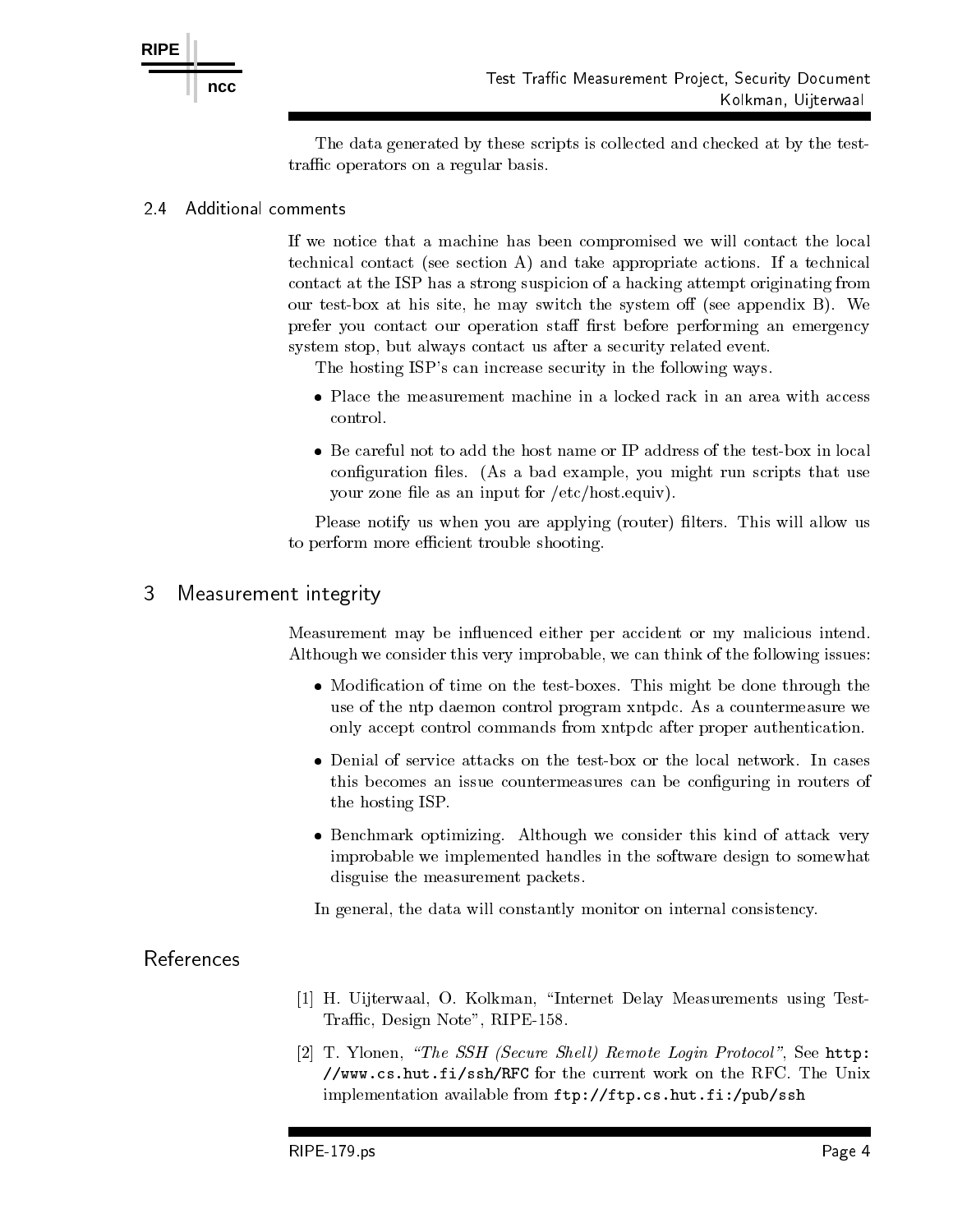The data generated by these scripts is collected and checked at by the test-traffic operators on a regular basis.

### 2.4 Additional comments

If we notice that a machine has been compromised we will contact the local technical contact (see section A) and take appropriate actions. If a technical contact at the ISP has a strong suspicion of a hacking attempt originating from our test-box at his site, he may switch the system off (see appendix B). We prefer you contact our operation staff first before performing an emergency system stop, but always contact us after a security related event.

The hosting ISP's can increase security in the following ways.

- Place the measurement machine in a locked rack in an area with access control.
- Be careful not to add the host name or IP address of the test-box in local configuration files. (As a bad example, you might run scripts that use your zone file as an input for /etc/host.equiv).

Please notify us when you are applying (router) filters. This will allow us to perform more efficient trouble shooting.

## 3 Measurement integrity

Measurement may be influenced either per accident or my malicious intend. Although we consider this very improbable, we can think of the following issues:

- Modification of time on the test-boxes. This might be done through the use of the ntp daemon control program xntpdc. As a countermeasure we only accept control commands from xntpdc after proper authentication.
- Denial of service attacks on the test-box or the local network. In cases this becomes an issue countermeasures can be configuring in routers of the hosting ISP.
- Benchmark optimizing. Although we consider this kind of attack very improbable we implemented handles in the software design to somewhat disguise the measurement packets.

In general, the data will constantly monitor on internal consistency.

## References

[1] H. Uijterwaal, O. Kolkman, "Internet Delay Measurements using Test-Traffic, Design Note", RIPE-158.

[2] T. Ylonen, *"The SSH (Secure Shell) Remote Login Protocol"*, See `http://www.cs.hut.fi/ssh/RFC` for the current work on the RFC. The Unix implementation available from `ftp://ftp.cs.hut.fi:/pub/ssh`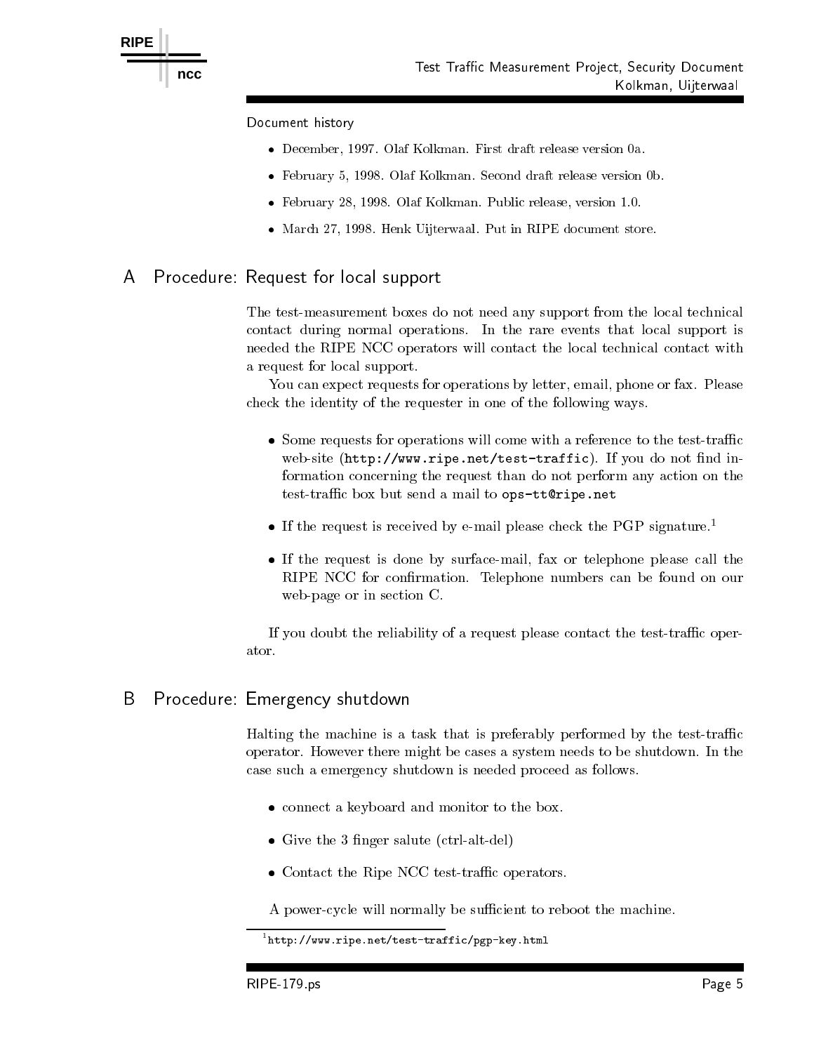Document history

- December, 1997. Olaf Kolkman. First draft release version 0a.
- February 5, 1998. Olaf Kolkman. Second draft release version 0b.
- February 28, 1998. Olaf Kolkman. Public release, version 1.0.
- March 27, 1998. Henk Uijterwaal. Put in RIPE document store.

## A Procedure: Request for local support

The test-measurement boxes do not need any support from the local technical contact during normal operations. In the rare events that local support is needed the RIPE NCC operators will contact the local technical contact with a request for local support.

You can expect requests for operations by letter, email, phone or fax. Please check the identity of the requester in one of the following ways.

- Some requests for operations will come with a reference to the test-traffic web-site (`http://www.ripe.net/test-traffic`). If you do not find information concerning the request than do not perform any action on the test-traffic box but send a mail to `ops-tt@ripe.net`
- If the request is received by e-mail please check the PGP signature.[1]
- If the request is done by surface-mail, fax or telephone please call the RIPE NCC for confirmation. Telephone numbers can be found on our web-page or in section C.

If you doubt the reliability of a request please contact the test-traffic operator.

## B Procedure: Emergency shutdown

Halting the machine is a task that is preferably performed by the test-traffic operator. However there might be cases a system needs to be shutdown. In the case such a emergency shutdown is needed proceed as follows.

- connect a keyboard and monitor to the box.
- Give the 3 finger salute (ctrl-alt-del)
- Contact the Ripe NCC test-traffic operators.

A power-cycle will normally be sufficient to reboot the machine.

[1] `http://www.ripe.net/test-traffic/pgp-key.html`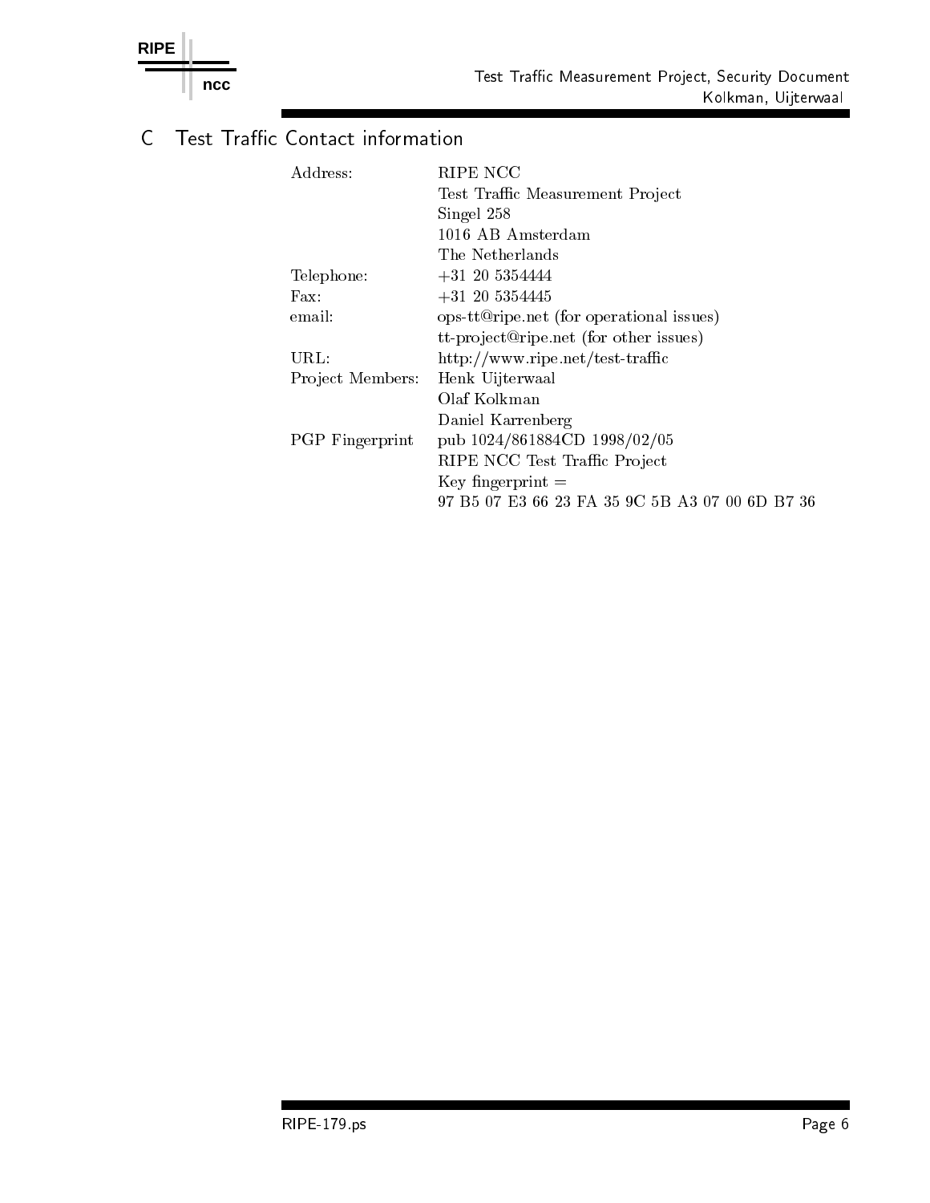# C Test Traffic Contact information

| | |
|---|---|
| Address: | RIPE NCC |
| | Test Traffic Measurement Project |
| | Singel 258 |
| | 1016 AB Amsterdam |
| | The Netherlands |
| Telephone: | +31 20 5354444 |
| Fax: | +31 20 5354445 |
| email: | ops-tt@ripe.net (for operational issues) |
| | tt-project@ripe.net (for other issues) |
| URL: | http://www.ripe.net/test-traffic |
| Project Members: | Henk Uijterwaal |
| | Olaf Kolkman |
| | Daniel Karrenberg |
| PGP Fingerprint | pub 1024/861884CD 1998/02/05 |
| | RIPE NCC Test Traffic Project |
| | Key fingerprint = |
| | 97 B5 07 E3 66 23 FA 35 9C 5B A3 07 00 6D B7 36 |